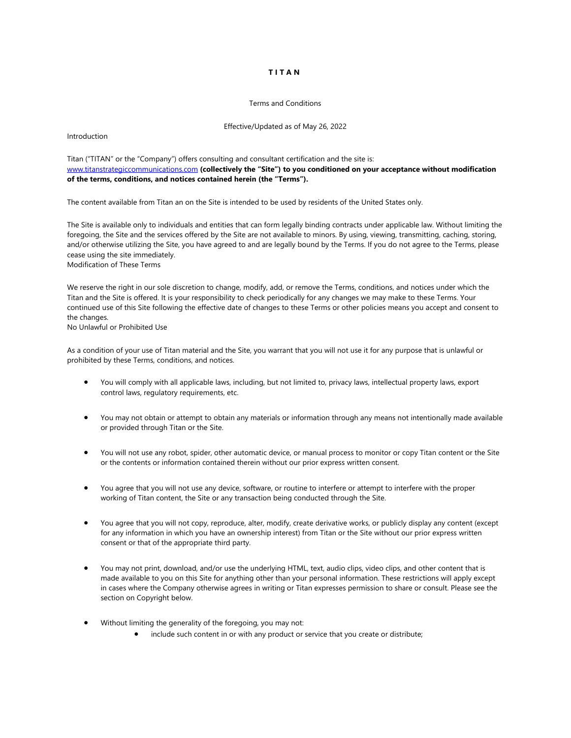# TITAN

Terms and Conditions

Effective/Updated as of May 26, 2022

## Introduction

Titan ("TITAN" or the "Company") offers consulting and consultant certification and the site is: [www.titanstrategiccommunications.com](http://www.titanstrategiccommunications.com) **(collectively the "Site") to you conditioned on your acceptance without modification of the terms, conditions, and notices contained herein (the "Terms").**

The content available from Titan an on the Site is intended to be used by residents of the United States only.

The Site is available only to individuals and entities that can form legally binding contracts under applicable law. Without limiting the foregoing, the Site and the services offered by the Site are not available to minors. By using, viewing, transmitting, caching, storing, and/or otherwise utilizing the Site, you have agreed to and are legally bound by the Terms. If you do not agree to the Terms, please cease using the site immediately.

## Modification of These Terms

We reserve the right in our sole discretion to change, modify, add, or remove the Terms, conditions, and notices under which the Titan and the Site is offered. It is your responsibility to check periodically for any changes we may make to these Terms. Your continued use of this Site following the effective date of changes to these Terms or other policies means you accept and consent to the changes.

## No Unlawful or Prohibited Use

As a condition of your use of Titan material and the Site, you warrant that you will not use it for any purpose that is unlawful or prohibited by these Terms, conditions, and notices.

- You will comply with all applicable laws, including, but not limited to, privacy laws, intellectual property laws, export control laws, regulatory requirements, etc.
- You may not obtain or attempt to obtain any materials or information through any means not intentionally made available or provided through Titan or the Site.
- You will not use any robot, spider, other automatic device, or manual process to monitor or copy Titan content or the Site or the contents or information contained therein without our prior express written consent.
- You agree that you will not use any device, software, or routine to interfere or attempt to interfere with the proper working of Titan content, the Site or any transaction being conducted through the Site.
- You agree that you will not copy, reproduce, alter, modify, create derivative works, or publicly display any content (except for any information in which you have an ownership interest) from Titan or the Site without our prior express written consent or that of the appropriate third party.
- You may not print, download, and/or use the underlying HTML, text, audio clips, video clips, and other content that is made available to you on this Site for anything other than your personal information. These restrictions will apply except in cases where the Company otherwise agrees in writing or Titan expresses permission to share or consult. Please see the section on Copyright below.
- Without limiting the generality of the foregoing, you may not:
    - include such content in or with any product or service that you create or distribute;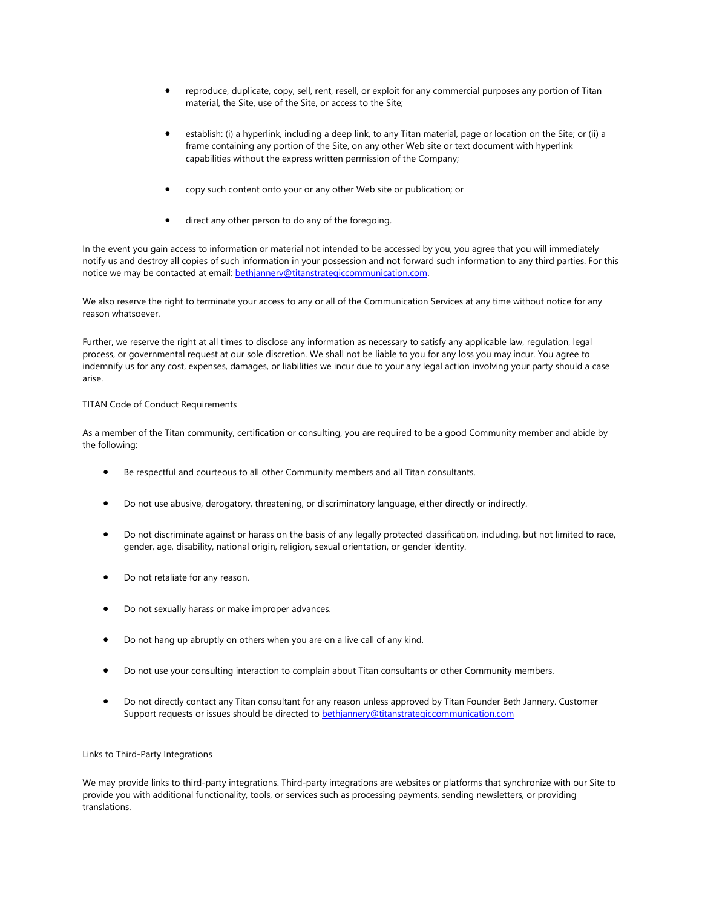- reproduce, duplicate, copy, sell, rent, resell, or exploit for any commercial purposes any portion of Titan material, the Site, use of the Site, or access to the Site;

- establish: (i) a hyperlink, including a deep link, to any Titan material, page or location on the Site; or (ii) a frame containing any portion of the Site, on any other Web site or text document with hyperlink capabilities without the express written permission of the Company;

- copy such content onto your or any other Web site or publication; or

- direct any other person to do any of the foregoing.

In the event you gain access to information or material not intended to be accessed by you, you agree that you will immediately notify us and destroy all copies of such information in your possession and not forward such information to any third parties. For this notice we may be contacted at email: bethjannery@titanstrategiccommunication.com.

We also reserve the right to terminate your access to any or all of the Communication Services at any time without notice for any reason whatsoever.

Further, we reserve the right at all times to disclose any information as necessary to satisfy any applicable law, regulation, legal process, or governmental request at our sole discretion. We shall not be liable to you for any loss you may incur. You agree to indemnify us for any cost, expenses, damages, or liabilities we incur due to your any legal action involving your party should a case arise.

TITAN Code of Conduct Requirements

As a member of the Titan community, certification or consulting, you are required to be a good Community member and abide by the following:

- Be respectful and courteous to all other Community members and all Titan consultants.

- Do not use abusive, derogatory, threatening, or discriminatory language, either directly or indirectly.

- Do not discriminate against or harass on the basis of any legally protected classification, including, but not limited to race, gender, age, disability, national origin, religion, sexual orientation, or gender identity.

- Do not retaliate for any reason.

- Do not sexually harass or make improper advances.

- Do not hang up abruptly on others when you are on a live call of any kind.

- Do not use your consulting interaction to complain about Titan consultants or other Community members.

- Do not directly contact any Titan consultant for any reason unless approved by Titan Founder Beth Jannery. Customer Support requests or issues should be directed to bethjannery@titanstrategiccommunication.com

Links to Third-Party Integrations

We may provide links to third-party integrations. Third-party integrations are websites or platforms that synchronize with our Site to provide you with additional functionality, tools, or services such as processing payments, sending newsletters, or providing translations.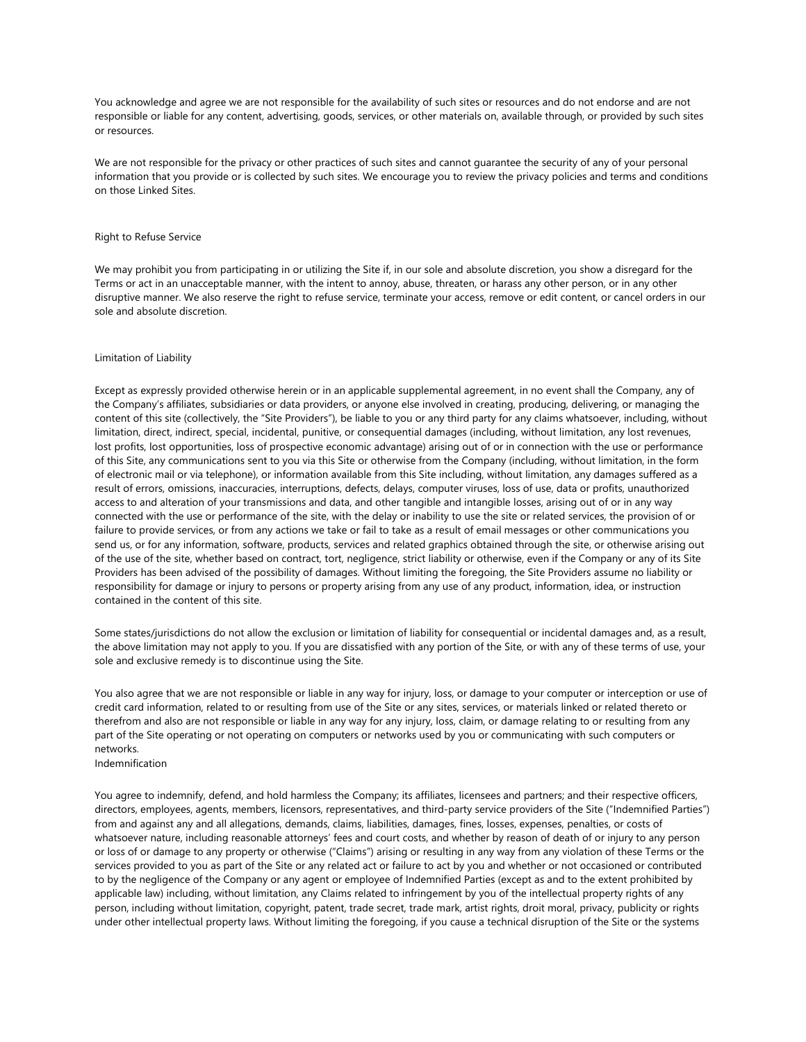You acknowledge and agree we are not responsible for the availability of such sites or resources and do not endorse and are not responsible or liable for any content, advertising, goods, services, or other materials on, available through, or provided by such sites or resources.

We are not responsible for the privacy or other practices of such sites and cannot guarantee the security of any of your personal information that you provide or is collected by such sites. We encourage you to review the privacy policies and terms and conditions on those Linked Sites.

## Right to Refuse Service

We may prohibit you from participating in or utilizing the Site if, in our sole and absolute discretion, you show a disregard for the Terms or act in an unacceptable manner, with the intent to annoy, abuse, threaten, or harass any other person, or in any other disruptive manner. We also reserve the right to refuse service, terminate your access, remove or edit content, or cancel orders in our sole and absolute discretion.

## Limitation of Liability

Except as expressly provided otherwise herein or in an applicable supplemental agreement, in no event shall the Company, any of the Company's affiliates, subsidiaries or data providers, or anyone else involved in creating, producing, delivering, or managing the content of this site (collectively, the "Site Providers"), be liable to you or any third party for any claims whatsoever, including, without limitation, direct, indirect, special, incidental, punitive, or consequential damages (including, without limitation, any lost revenues, lost profits, lost opportunities, loss of prospective economic advantage) arising out of or in connection with the use or performance of this Site, any communications sent to you via this Site or otherwise from the Company (including, without limitation, in the form of electronic mail or via telephone), or information available from this Site including, without limitation, any damages suffered as a result of errors, omissions, inaccuracies, interruptions, defects, delays, computer viruses, loss of use, data or profits, unauthorized access to and alteration of your transmissions and data, and other tangible and intangible losses, arising out of or in any way connected with the use or performance of the site, with the delay or inability to use the site or related services, the provision of or failure to provide services, or from any actions we take or fail to take as a result of email messages or other communications you send us, or for any information, software, products, services and related graphics obtained through the site, or otherwise arising out of the use of the site, whether based on contract, tort, negligence, strict liability or otherwise, even if the Company or any of its Site Providers has been advised of the possibility of damages. Without limiting the foregoing, the Site Providers assume no liability or responsibility for damage or injury to persons or property arising from any use of any product, information, idea, or instruction contained in the content of this site.

Some states/jurisdictions do not allow the exclusion or limitation of liability for consequential or incidental damages and, as a result, the above limitation may not apply to you. If you are dissatisfied with any portion of the Site, or with any of these terms of use, your sole and exclusive remedy is to discontinue using the Site.

You also agree that we are not responsible or liable in any way for injury, loss, or damage to your computer or interception or use of credit card information, related to or resulting from use of the Site or any sites, services, or materials linked or related thereto or therefrom and also are not responsible or liable in any way for any injury, loss, claim, or damage relating to or resulting from any part of the Site operating or not operating on computers or networks used by you or communicating with such computers or networks.

## Indemnification

You agree to indemnify, defend, and hold harmless the Company; its affiliates, licensees and partners; and their respective officers, directors, employees, agents, members, licensors, representatives, and third-party service providers of the Site ("Indemnified Parties") from and against any and all allegations, demands, claims, liabilities, damages, fines, losses, expenses, penalties, or costs of whatsoever nature, including reasonable attorneys' fees and court costs, and whether by reason of death of or injury to any person or loss of or damage to any property or otherwise ("Claims") arising or resulting in any way from any violation of these Terms or the services provided to you as part of the Site or any related act or failure to act by you and whether or not occasioned or contributed to by the negligence of the Company or any agent or employee of Indemnified Parties (except as and to the extent prohibited by applicable law) including, without limitation, any Claims related to infringement by you of the intellectual property rights of any person, including without limitation, copyright, patent, trade secret, trade mark, artist rights, droit moral, privacy, publicity or rights under other intellectual property laws. Without limiting the foregoing, if you cause a technical disruption of the Site or the systems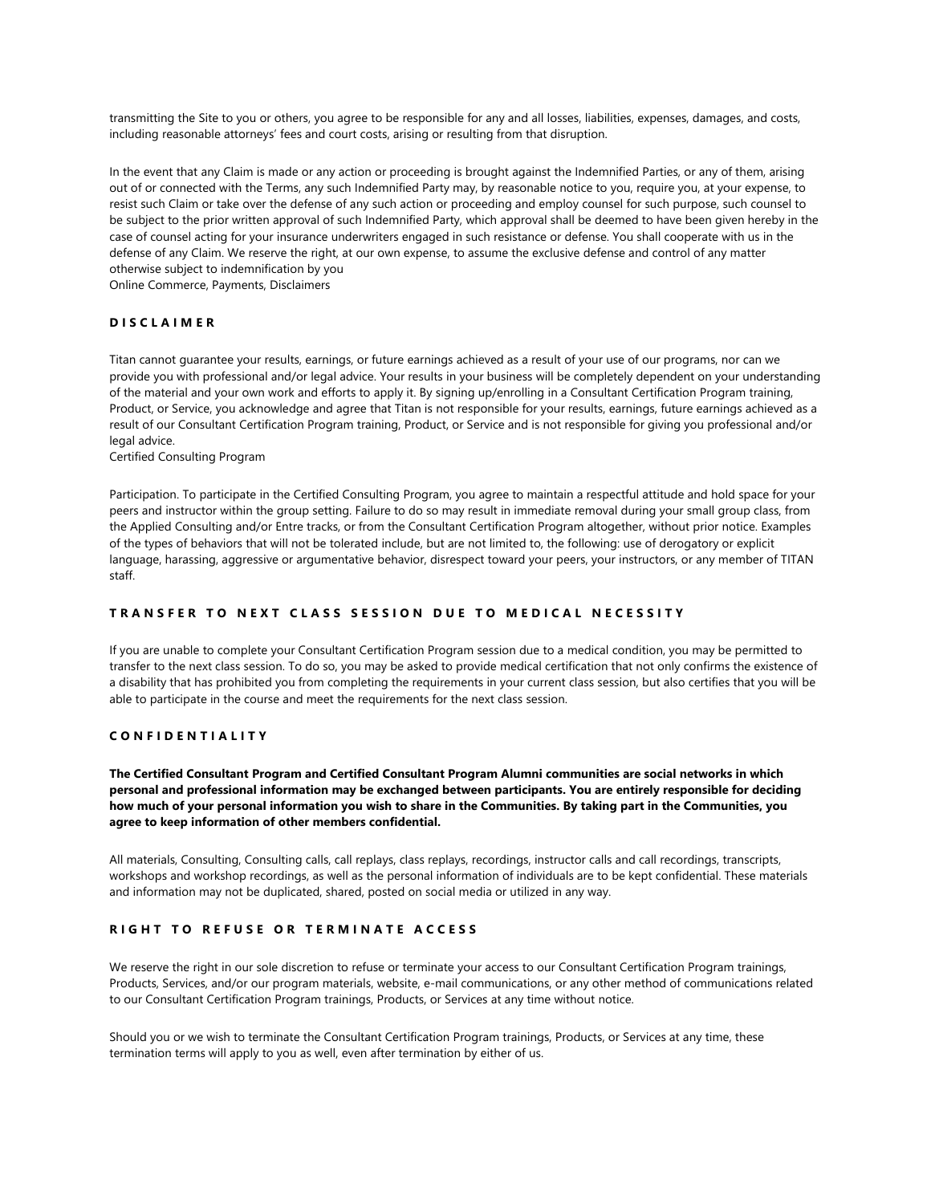transmitting the Site to you or others, you agree to be responsible for any and all losses, liabilities, expenses, damages, and costs, including reasonable attorneys' fees and court costs, arising or resulting from that disruption.

In the event that any Claim is made or any action or proceeding is brought against the Indemnified Parties, or any of them, arising out of or connected with the Terms, any such Indemnified Party may, by reasonable notice to you, require you, at your expense, to resist such Claim or take over the defense of any such action or proceeding and employ counsel for such purpose, such counsel to be subject to the prior written approval of such Indemnified Party, which approval shall be deemed to have been given hereby in the case of counsel acting for your insurance underwriters engaged in such resistance or defense. You shall cooperate with us in the defense of any Claim. We reserve the right, at our own expense, to assume the exclusive defense and control of any matter otherwise subject to indemnification by you
Online Commerce, Payments, Disclaimers

## DISCLAIMER

Titan cannot guarantee your results, earnings, or future earnings achieved as a result of your use of our programs, nor can we provide you with professional and/or legal advice. Your results in your business will be completely dependent on your understanding of the material and your own work and efforts to apply it. By signing up/enrolling in a Consultant Certification Program training, Product, or Service, you acknowledge and agree that Titan is not responsible for your results, earnings, future earnings achieved as a result of our Consultant Certification Program training, Product, or Service and is not responsible for giving you professional and/or legal advice.
Certified Consulting Program

Participation. To participate in the Certified Consulting Program, you agree to maintain a respectful attitude and hold space for your peers and instructor within the group setting. Failure to do so may result in immediate removal during your small group class, from the Applied Consulting and/or Entre tracks, or from the Consultant Certification Program altogether, without prior notice. Examples of the types of behaviors that will not be tolerated include, but are not limited to, the following: use of derogatory or explicit language, harassing, aggressive or argumentative behavior, disrespect toward your peers, your instructors, or any member of TITAN staff.

## TRANSFER TO NEXT CLASS SESSION DUE TO MEDICAL NECESSITY

If you are unable to complete your Consultant Certification Program session due to a medical condition, you may be permitted to transfer to the next class session. To do so, you may be asked to provide medical certification that not only confirms the existence of a disability that has prohibited you from completing the requirements in your current class session, but also certifies that you will be able to participate in the course and meet the requirements for the next class session.

## CONFIDENTIALITY

**The Certified Consultant Program and Certified Consultant Program Alumni communities are social networks in which personal and professional information may be exchanged between participants. You are entirely responsible for deciding how much of your personal information you wish to share in the Communities. By taking part in the Communities, you agree to keep information of other members confidential.**

All materials, Consulting, Consulting calls, call replays, class replays, recordings, instructor calls and call recordings, transcripts, workshops and workshop recordings, as well as the personal information of individuals are to be kept confidential. These materials and information may not be duplicated, shared, posted on social media or utilized in any way.

## RIGHT TO REFUSE OR TERMINATE ACCESS

We reserve the right in our sole discretion to refuse or terminate your access to our Consultant Certification Program trainings, Products, Services, and/or our program materials, website, e-mail communications, or any other method of communications related to our Consultant Certification Program trainings, Products, or Services at any time without notice.

Should you or we wish to terminate the Consultant Certification Program trainings, Products, or Services at any time, these termination terms will apply to you as well, even after termination by either of us.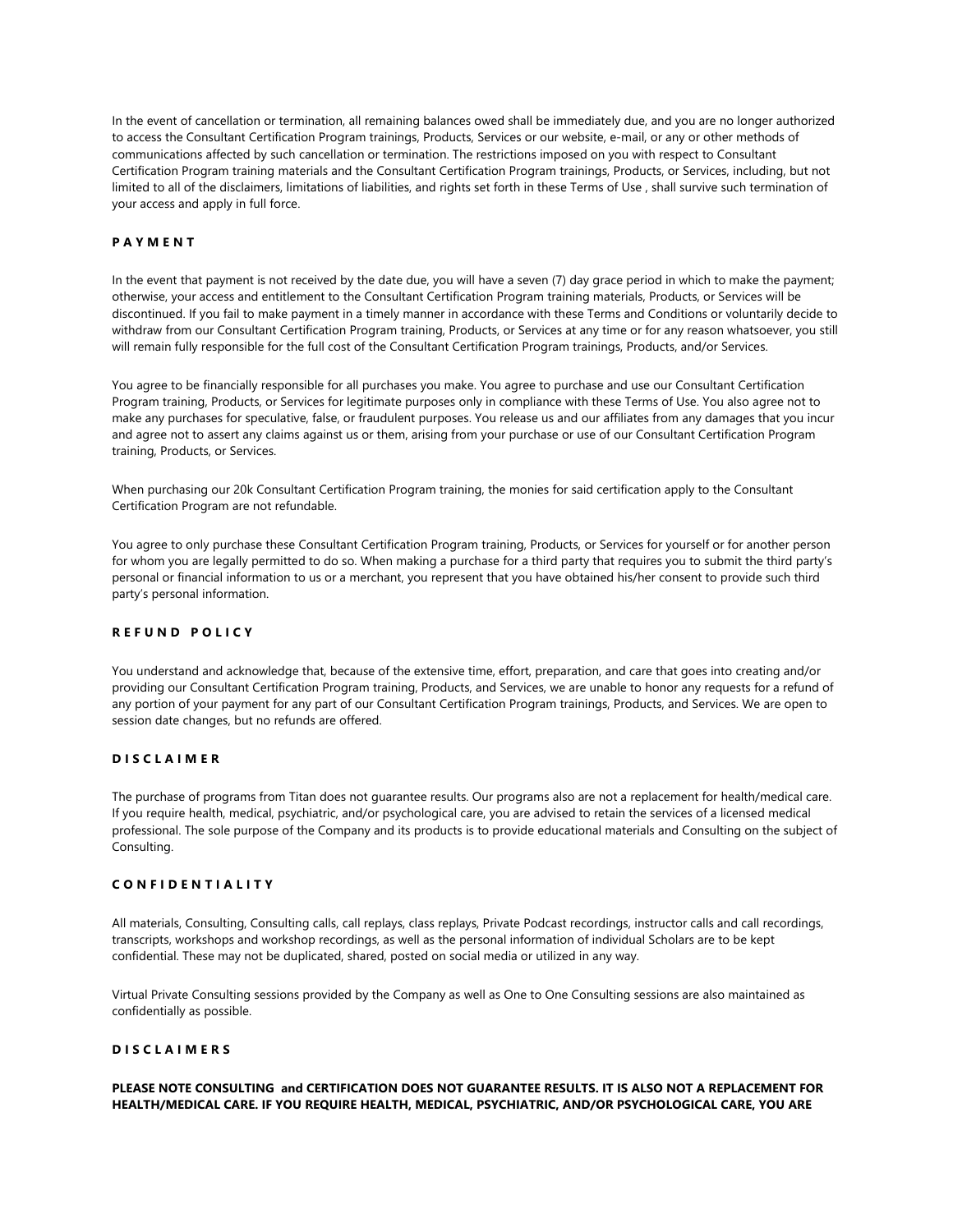In the event of cancellation or termination, all remaining balances owed shall be immediately due, and you are no longer authorized to access the Consultant Certification Program trainings, Products, Services or our website, e-mail, or any or other methods of communications affected by such cancellation or termination. The restrictions imposed on you with respect to Consultant Certification Program training materials and the Consultant Certification Program trainings, Products, or Services, including, but not limited to all of the disclaimers, limitations of liabilities, and rights set forth in these Terms of Use , shall survive such termination of your access and apply in full force.

**P A Y M E N T**

In the event that payment is not received by the date due, you will have a seven (7) day grace period in which to make the payment; otherwise, your access and entitlement to the Consultant Certification Program training materials, Products, or Services will be discontinued. If you fail to make payment in a timely manner in accordance with these Terms and Conditions or voluntarily decide to withdraw from our Consultant Certification Program training, Products, or Services at any time or for any reason whatsoever, you still will remain fully responsible for the full cost of the Consultant Certification Program trainings, Products, and/or Services.

You agree to be financially responsible for all purchases you make. You agree to purchase and use our Consultant Certification Program training, Products, or Services for legitimate purposes only in compliance with these Terms of Use. You also agree not to make any purchases for speculative, false, or fraudulent purposes. You release us and our affiliates from any damages that you incur and agree not to assert any claims against us or them, arising from your purchase or use of our Consultant Certification Program training, Products, or Services.

When purchasing our 20k Consultant Certification Program training, the monies for said certification apply to the Consultant Certification Program are not refundable.

You agree to only purchase these Consultant Certification Program training, Products, or Services for yourself or for another person for whom you are legally permitted to do so. When making a purchase for a third party that requires you to submit the third party's personal or financial information to us or a merchant, you represent that you have obtained his/her consent to provide such third party's personal information.

**R E F U N D   P O L I C Y**

You understand and acknowledge that, because of the extensive time, effort, preparation, and care that goes into creating and/or providing our Consultant Certification Program training, Products, and Services, we are unable to honor any requests for a refund of any portion of your payment for any part of our Consultant Certification Program trainings, Products, and Services. We are open to session date changes, but no refunds are offered.

**D I S C L A I M E R**

The purchase of programs from Titan does not guarantee results. Our programs also are not a replacement for health/medical care. If you require health, medical, psychiatric, and/or psychological care, you are advised to retain the services of a licensed medical professional. The sole purpose of the Company and its products is to provide educational materials and Consulting on the subject of Consulting.

**C O N F I D E N T I A L I T Y**

All materials, Consulting, Consulting calls, call replays, class replays, Private Podcast recordings, instructor calls and call recordings, transcripts, workshops and workshop recordings, as well as the personal information of individual Scholars are to be kept confidential. These may not be duplicated, shared, posted on social media or utilized in any way.

Virtual Private Consulting sessions provided by the Company as well as One to One Consulting sessions are also maintained as confidentially as possible.

**D I S C L A I M E R S**

**PLEASE NOTE CONSULTING and CERTIFICATION DOES NOT GUARANTEE RESULTS. IT IS ALSO NOT A REPLACEMENT FOR HEALTH/MEDICAL CARE. IF YOU REQUIRE HEALTH, MEDICAL, PSYCHIATRIC, AND/OR PSYCHOLOGICAL CARE, YOU ARE**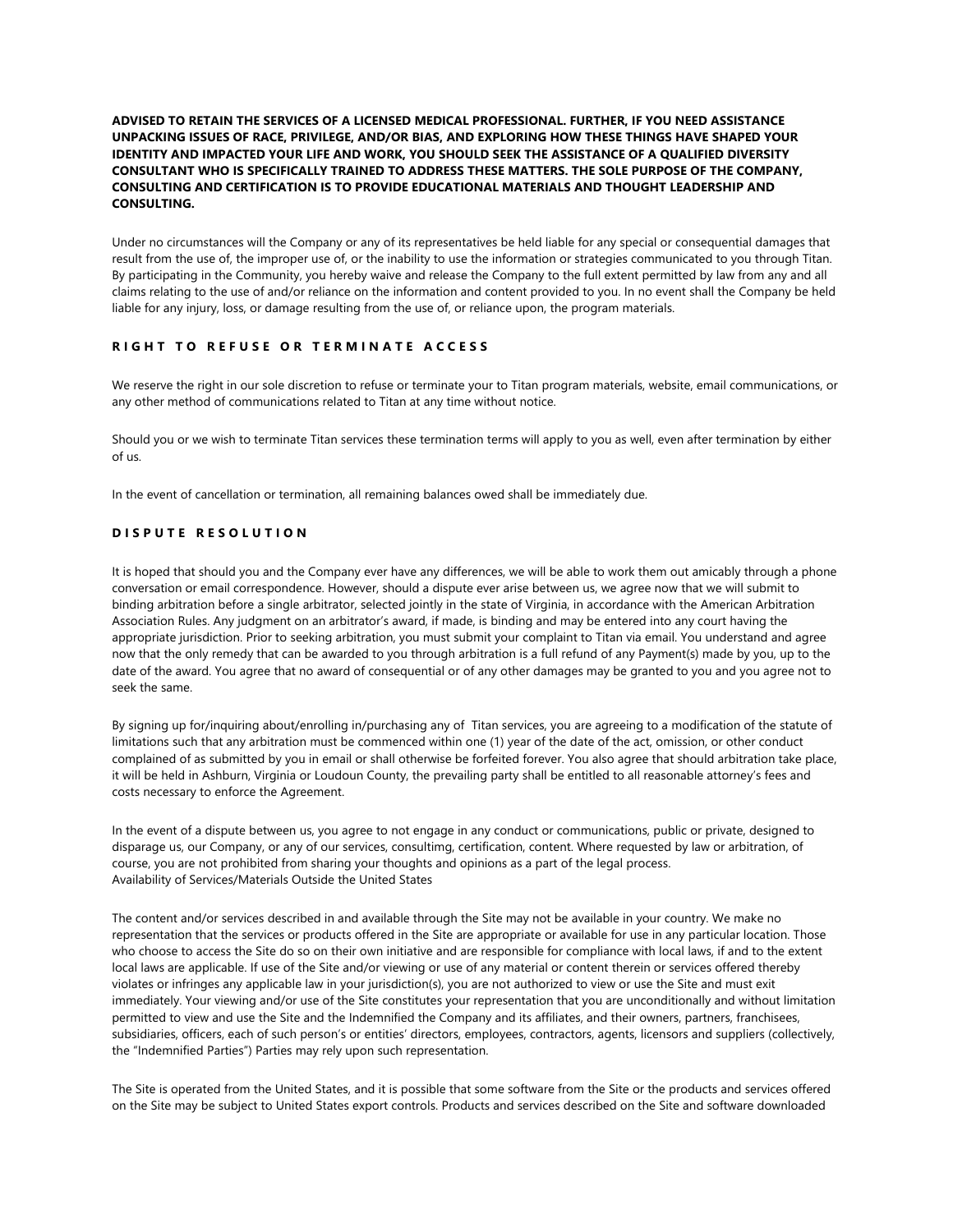**ADVISED TO RETAIN THE SERVICES OF A LICENSED MEDICAL PROFESSIONAL. FURTHER, IF YOU NEED ASSISTANCE UNPACKING ISSUES OF RACE, PRIVILEGE, AND/OR BIAS, AND EXPLORING HOW THESE THINGS HAVE SHAPED YOUR IDENTITY AND IMPACTED YOUR LIFE AND WORK, YOU SHOULD SEEK THE ASSISTANCE OF A QUALIFIED DIVERSITY CONSULTANT WHO IS SPECIFICALLY TRAINED TO ADDRESS THESE MATTERS. THE SOLE PURPOSE OF THE COMPANY, CONSULTING AND CERTIFICATION IS TO PROVIDE EDUCATIONAL MATERIALS AND THOUGHT LEADERSHIP AND CONSULTING.**

Under no circumstances will the Company or any of its representatives be held liable for any special or consequential damages that result from the use of, the improper use of, or the inability to use the information or strategies communicated to you through Titan. By participating in the Community, you hereby waive and release the Company to the full extent permitted by law from any and all claims relating to the use of and/or reliance on the information and content provided to you. In no event shall the Company be held liable for any injury, loss, or damage resulting from the use of, or reliance upon, the program materials.

## RIGHT TO REFUSE OR TERMINATE ACCESS

We reserve the right in our sole discretion to refuse or terminate your to Titan program materials, website, email communications, or any other method of communications related to Titan at any time without notice.

Should you or we wish to terminate Titan services these termination terms will apply to you as well, even after termination by either of us.

In the event of cancellation or termination, all remaining balances owed shall be immediately due.

## DISPUTE RESOLUTION

It is hoped that should you and the Company ever have any differences, we will be able to work them out amicably through a phone conversation or email correspondence. However, should a dispute ever arise between us, we agree now that we will submit to binding arbitration before a single arbitrator, selected jointly in the state of Virginia, in accordance with the American Arbitration Association Rules. Any judgment on an arbitrator's award, if made, is binding and may be entered into any court having the appropriate jurisdiction. Prior to seeking arbitration, you must submit your complaint to Titan via email. You understand and agree now that the only remedy that can be awarded to you through arbitration is a full refund of any Payment(s) made by you, up to the date of the award. You agree that no award of consequential or of any other damages may be granted to you and you agree not to seek the same.

By signing up for/inquiring about/enrolling in/purchasing any of Titan services, you are agreeing to a modification of the statute of limitations such that any arbitration must be commenced within one (1) year of the date of the act, omission, or other conduct complained of as submitted by you in email or shall otherwise be forfeited forever. You also agree that should arbitration take place, it will be held in Ashburn, Virginia or Loudoun County, the prevailing party shall be entitled to all reasonable attorney's fees and costs necessary to enforce the Agreement.

In the event of a dispute between us, you agree to not engage in any conduct or communications, public or private, designed to disparage us, our Company, or any of our services, consultimg, certification, content. Where requested by law or arbitration, of course, you are not prohibited from sharing your thoughts and opinions as a part of the legal process.
Availability of Services/Materials Outside the United States

The content and/or services described in and available through the Site may not be available in your country. We make no representation that the services or products offered in the Site are appropriate or available for use in any particular location. Those who choose to access the Site do so on their own initiative and are responsible for compliance with local laws, if and to the extent local laws are applicable. If use of the Site and/or viewing or use of any material or content therein or services offered thereby violates or infringes any applicable law in your jurisdiction(s), you are not authorized to view or use the Site and must exit immediately. Your viewing and/or use of the Site constitutes your representation that you are unconditionally and without limitation permitted to view and use the Site and the Indemnified the Company and its affiliates, and their owners, partners, franchisees, subsidiaries, officers, each of such person's or entities' directors, employees, contractors, agents, licensors and suppliers (collectively, the "Indemnified Parties") Parties may rely upon such representation.

The Site is operated from the United States, and it is possible that some software from the Site or the products and services offered on the Site may be subject to United States export controls. Products and services described on the Site and software downloaded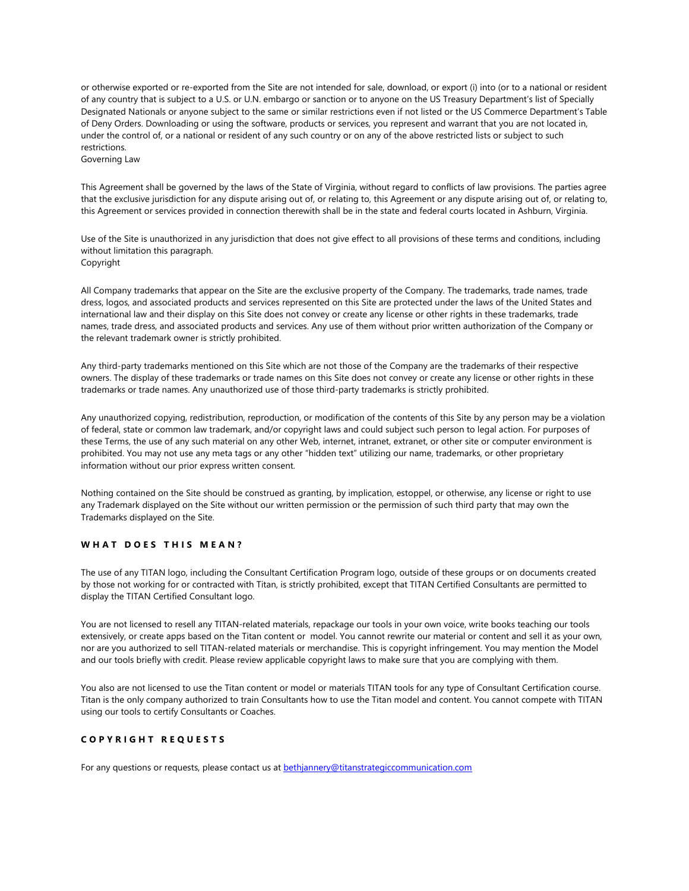or otherwise exported or re-exported from the Site are not intended for sale, download, or export (i) into (or to a national or resident of any country that is subject to a U.S. or U.N. embargo or sanction or to anyone on the US Treasury Department's list of Specially Designated Nationals or anyone subject to the same or similar restrictions even if not listed or the US Commerce Department's Table of Deny Orders. Downloading or using the software, products or services, you represent and warrant that you are not located in, under the control of, or a national or resident of any such country or on any of the above restricted lists or subject to such restrictions.

Governing Law

This Agreement shall be governed by the laws of the State of Virginia, without regard to conflicts of law provisions. The parties agree that the exclusive jurisdiction for any dispute arising out of, or relating to, this Agreement or any dispute arising out of, or relating to, this Agreement or services provided in connection therewith shall be in the state and federal courts located in Ashburn, Virginia.

Use of the Site is unauthorized in any jurisdiction that does not give effect to all provisions of these terms and conditions, including without limitation this paragraph.

Copyright

All Company trademarks that appear on the Site are the exclusive property of the Company. The trademarks, trade names, trade dress, logos, and associated products and services represented on this Site are protected under the laws of the United States and international law and their display on this Site does not convey or create any license or other rights in these trademarks, trade names, trade dress, and associated products and services. Any use of them without prior written authorization of the Company or the relevant trademark owner is strictly prohibited.

Any third-party trademarks mentioned on this Site which are not those of the Company are the trademarks of their respective owners. The display of these trademarks or trade names on this Site does not convey or create any license or other rights in these trademarks or trade names. Any unauthorized use of those third-party trademarks is strictly prohibited.

Any unauthorized copying, redistribution, reproduction, or modification of the contents of this Site by any person may be a violation of federal, state or common law trademark, and/or copyright laws and could subject such person to legal action. For purposes of these Terms, the use of any such material on any other Web, internet, intranet, extranet, or other site or computer environment is prohibited. You may not use any meta tags or any other "hidden text" utilizing our name, trademarks, or other proprietary information without our prior express written consent.

Nothing contained on the Site should be construed as granting, by implication, estoppel, or otherwise, any license or right to use any Trademark displayed on the Site without our written permission or the permission of such third party that may own the Trademarks displayed on the Site.

## WHAT DOES THIS MEAN?

The use of any TITAN logo, including the Consultant Certification Program logo, outside of these groups or on documents created by those not working for or contracted with Titan, is strictly prohibited, except that TITAN Certified Consultants are permitted to display the TITAN Certified Consultant logo.

You are not licensed to resell any TITAN-related materials, repackage our tools in your own voice, write books teaching our tools extensively, or create apps based on the Titan content or model. You cannot rewrite our material or content and sell it as your own, nor are you authorized to sell TITAN-related materials or merchandise. This is copyright infringement. You may mention the Model and our tools briefly with credit. Please review applicable copyright laws to make sure that you are complying with them.

You also are not licensed to use the Titan content or model or materials TITAN tools for any type of Consultant Certification course. Titan is the only company authorized to train Consultants how to use the Titan model and content. You cannot compete with TITAN using our tools to certify Consultants or Coaches.

## COPYRIGHT REQUESTS

For any questions or requests, please contact us at bethjannery@titanstrategiccommunication.com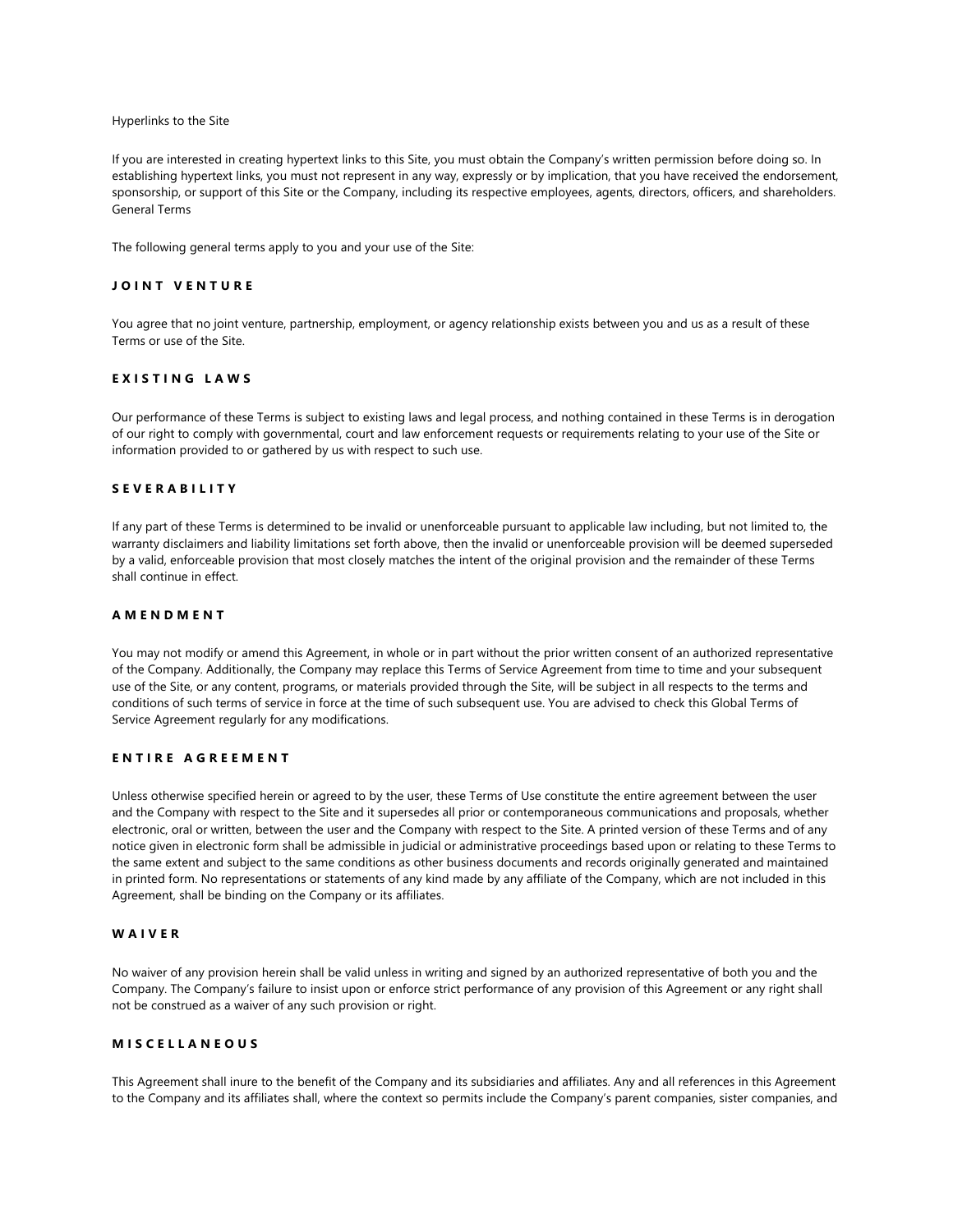Hyperlinks to the Site

If you are interested in creating hypertext links to this Site, you must obtain the Company's written permission before doing so. In establishing hypertext links, you must not represent in any way, expressly or by implication, that you have received the endorsement, sponsorship, or support of this Site or the Company, including its respective employees, agents, directors, officers, and shareholders.
General Terms

The following general terms apply to you and your use of the Site:

### JOINT VENTURE

You agree that no joint venture, partnership, employment, or agency relationship exists between you and us as a result of these Terms or use of the Site.

### EXISTING LAWS

Our performance of these Terms is subject to existing laws and legal process, and nothing contained in these Terms is in derogation of our right to comply with governmental, court and law enforcement requests or requirements relating to your use of the Site or information provided to or gathered by us with respect to such use.

### SEVERABILITY

If any part of these Terms is determined to be invalid or unenforceable pursuant to applicable law including, but not limited to, the warranty disclaimers and liability limitations set forth above, then the invalid or unenforceable provision will be deemed superseded by a valid, enforceable provision that most closely matches the intent of the original provision and the remainder of these Terms shall continue in effect.

### AMENDMENT

You may not modify or amend this Agreement, in whole or in part without the prior written consent of an authorized representative of the Company. Additionally, the Company may replace this Terms of Service Agreement from time to time and your subsequent use of the Site, or any content, programs, or materials provided through the Site, will be subject in all respects to the terms and conditions of such terms of service in force at the time of such subsequent use. You are advised to check this Global Terms of Service Agreement regularly for any modifications.

### ENTIRE AGREEMENT

Unless otherwise specified herein or agreed to by the user, these Terms of Use constitute the entire agreement between the user and the Company with respect to the Site and it supersedes all prior or contemporaneous communications and proposals, whether electronic, oral or written, between the user and the Company with respect to the Site. A printed version of these Terms and of any notice given in electronic form shall be admissible in judicial or administrative proceedings based upon or relating to these Terms to the same extent and subject to the same conditions as other business documents and records originally generated and maintained in printed form. No representations or statements of any kind made by any affiliate of the Company, which are not included in this Agreement, shall be binding on the Company or its affiliates.

### WAIVER

No waiver of any provision herein shall be valid unless in writing and signed by an authorized representative of both you and the Company. The Company's failure to insist upon or enforce strict performance of any provision of this Agreement or any right shall not be construed as a waiver of any such provision or right.

### MISCELLANEOUS

This Agreement shall inure to the benefit of the Company and its subsidiaries and affiliates. Any and all references in this Agreement to the Company and its affiliates shall, where the context so permits include the Company's parent companies, sister companies, and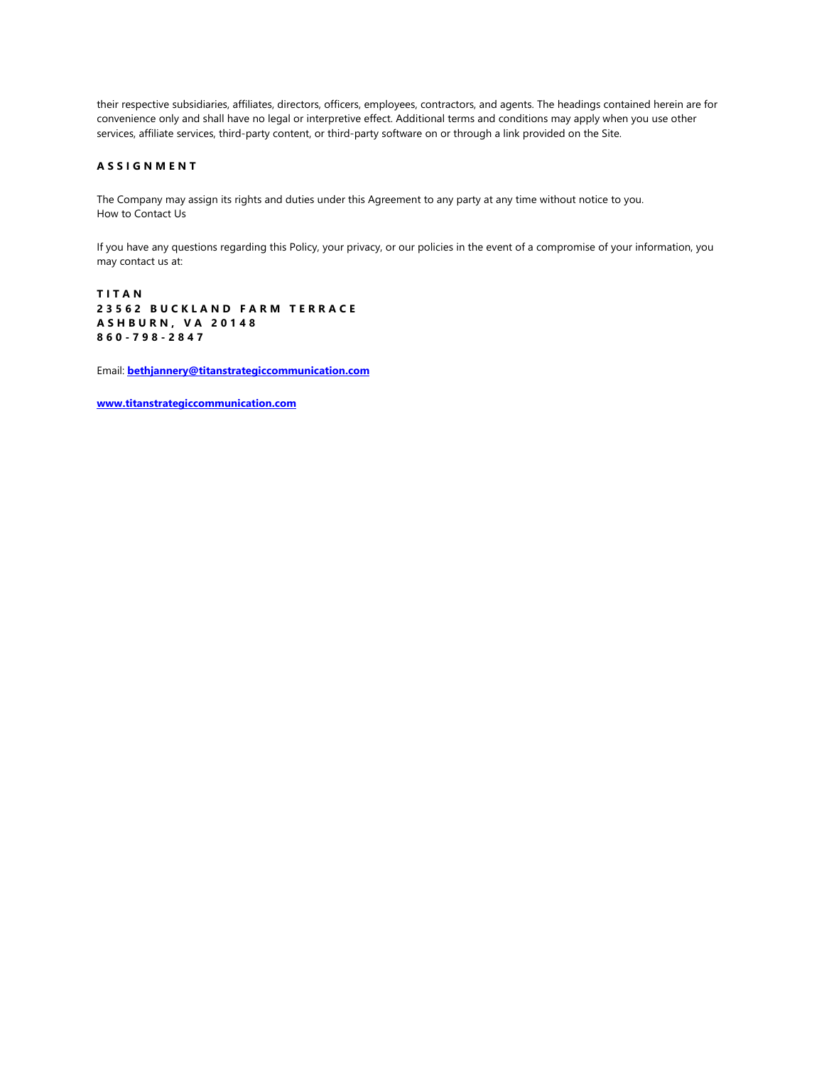their respective subsidiaries, affiliates, directors, officers, employees, contractors, and agents. The headings contained herein are for convenience only and shall have no legal or interpretive effect. Additional terms and conditions may apply when you use other services, affiliate services, third-party content, or third-party software on or through a link provided on the Site.

## ASSIGNMENT

The Company may assign its rights and duties under this Agreement to any party at any time without notice to you.
How to Contact Us

If you have any questions regarding this Policy, your privacy, or our policies in the event of a compromise of your information, you may contact us at:

**TITAN**
**23562 BUCKLAND FARM TERRACE**
**ASHBURN, VA 20148**
**860-798-2847**

Email: **bethjannery@titanstrategiccommunication.com**

**www.titanstrategiccommunication.com**